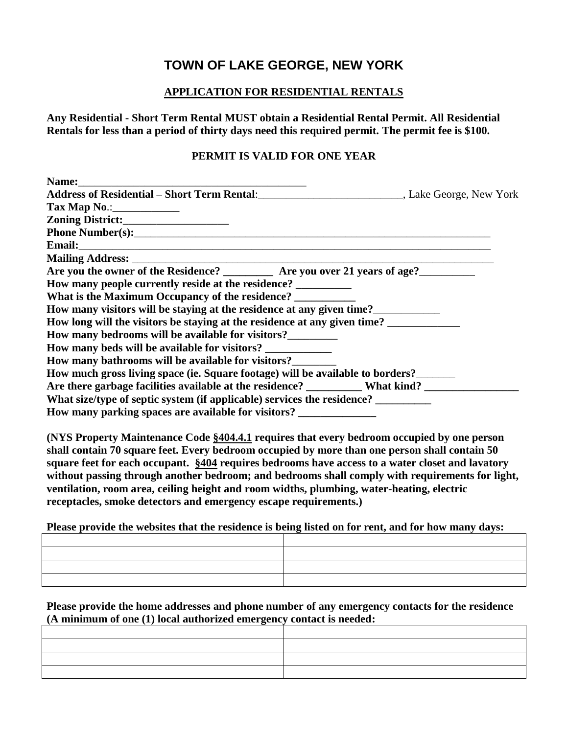# TOWN OF LAKE GEORGE, NEW YORK

## APPLICATION FOR RESIDENTIAL RENTALS

**Any Residential - Short Term Rental MUST obtain a Residential Rental Permit. All Residential Rentals for less than a period of thirty days need this required permit. The permit fee is $100.**

**PERMIT IS VALID FOR ONE YEAR**

**Name:**___________________________________________

**Address of Residential – Short Term Rental**:__________________________, Lake George, New York

**Tax Map No**.:____________

**Zoning District:**___________________

**Phone Number(s):**____________________________________________________________________

**Email:**__________________________________________________________________________

**Mailing Address:** ____________________________________________________________________

**Are you the owner of the Residence? _________ Are you over 21 years of age?**__________

**How many people currently reside at the residence?** __________

**What is the Maximum Occupancy of the residence? ___________**

**How many visitors will be staying at the residence at any given time?**____________

**How long will the visitors be staying at the residence at any given time?** _____________

**How many bedrooms will be available for visitors?**_________

**How many beds will be available for visitors?** ____________

**How many bathrooms will be available for visitors?**________

**How much gross living space (ie. Square footage) will be available to borders?**_______

**Are there garbage facilities available at the residence? __________ What kind? _________________**

**What size/type of septic system (if applicable) services the residence? __________**

**How many parking spaces are available for visitors? ______________**

**(NYS Property Maintenance Code §404.4.1 requires that every bedroom occupied by one person shall contain 70 square feet. Every bedroom occupied by more than one person shall contain 50 square feet for each occupant. §404 requires bedrooms have access to a water closet and lavatory without passing through another bedroom; and bedrooms shall comply with requirements for light, ventilation, room area, ceiling height and room widths, plumbing, water-heating, electric receptacles, smoke detectors and emergency escape requirements.)**

**Please provide the websites that the residence is being listed on for rent, and for how many days:**

| | |
|---|---|
| | |
| | |
| | |
| | |

**Please provide the home addresses and phone number of any emergency contacts for the residence (A minimum of one (1) local authorized emergency contact is needed:**

| | |
|---|---|
| | |
| | |
| | |
| | |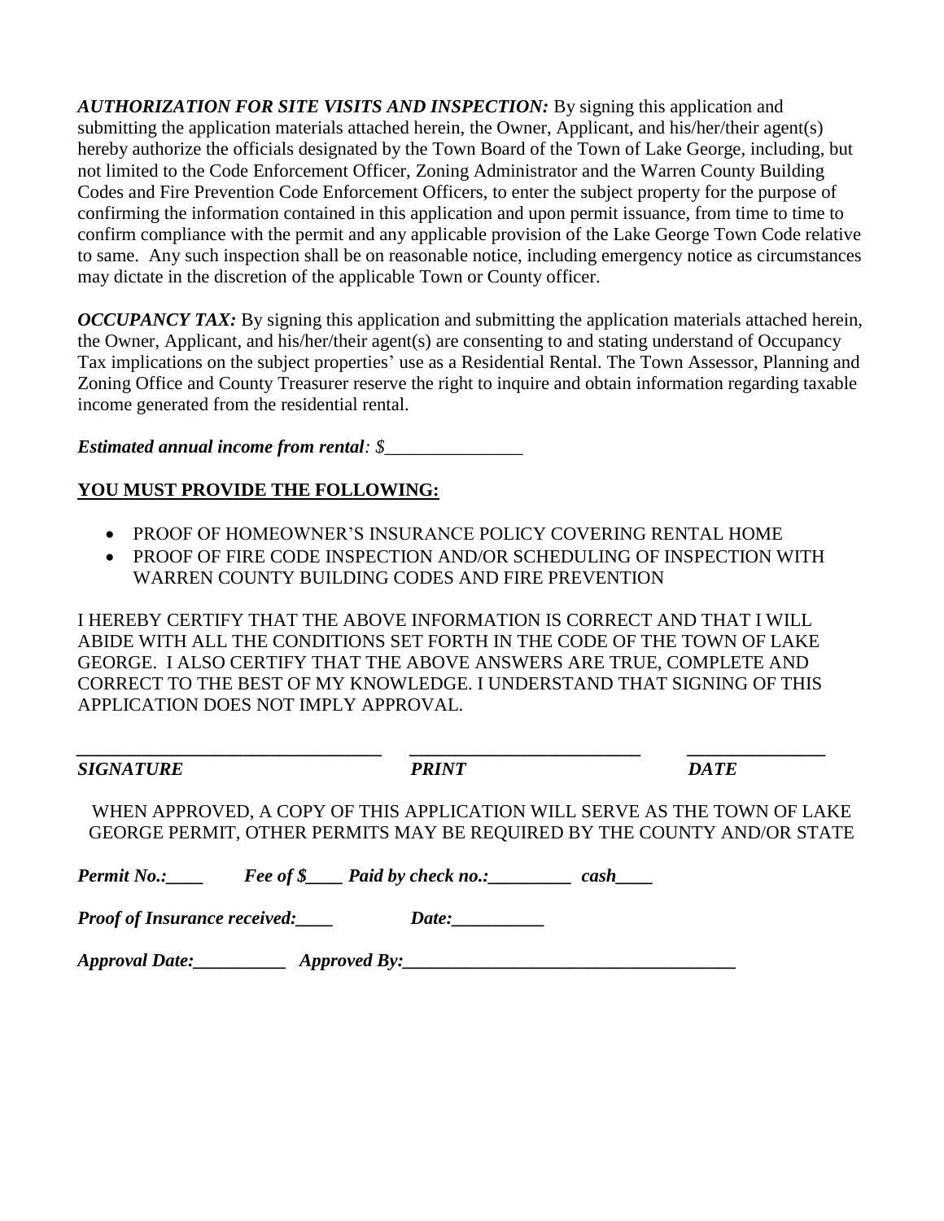***AUTHORIZATION FOR SITE VISITS AND INSPECTION:*** By signing this application and submitting the application materials attached herein, the Owner, Applicant, and his/her/their agent(s) hereby authorize the officials designated by the Town Board of the Town of Lake George, including, but not limited to the Code Enforcement Officer, Zoning Administrator and the Warren County Building Codes and Fire Prevention Code Enforcement Officers, to enter the subject property for the purpose of confirming the information contained in this application and upon permit issuance, from time to time to confirm compliance with the permit and any applicable provision of the Lake George Town Code relative to same. Any such inspection shall be on reasonable notice, including emergency notice as circumstances may dictate in the discretion of the applicable Town or County officer.

***OCCUPANCY TAX:*** By signing this application and submitting the application materials attached herein, the Owner, Applicant, and his/her/their agent(s) are consenting to and stating understand of Occupancy Tax implications on the subject properties' use as a Residential Rental. The Town Assessor, Planning and Zoning Office and County Treasurer reserve the right to inquire and obtain information regarding taxable income generated from the residential rental.

***Estimated annual income from rental**: $*_______________

**YOU MUST PROVIDE THE FOLLOWING:**

- PROOF OF HOMEOWNER'S INSURANCE POLICY COVERING RENTAL HOME
- PROOF OF FIRE CODE INSPECTION AND/OR SCHEDULING OF INSPECTION WITH WARREN COUNTY BUILDING CODES AND FIRE PREVENTION

I HEREBY CERTIFY THAT THE ABOVE INFORMATION IS CORRECT AND THAT I WILL ABIDE WITH ALL THE CONDITIONS SET FORTH IN THE CODE OF THE TOWN OF LAKE GEORGE. I ALSO CERTIFY THAT THE ABOVE ANSWERS ARE TRUE, COMPLETE AND CORRECT TO THE BEST OF MY KNOWLEDGE. I UNDERSTAND THAT SIGNING OF THIS APPLICATION DOES NOT IMPLY APPROVAL.

_________________________________ _________________________ _______________

***SIGNATURE*** ***PRINT*** ***DATE***

WHEN APPROVED, A COPY OF THIS APPLICATION WILL SERVE AS THE TOWN OF LAKE GEORGE PERMIT, OTHER PERMITS MAY BE REQUIRED BY THE COUNTY AND/OR STATE

***Permit No.:____ Fee of $____ Paid by check no.:_________ cash____***

***Proof of Insurance received:____ Date:__________***

***Approval Date:__________ Approved By:____________________________________***